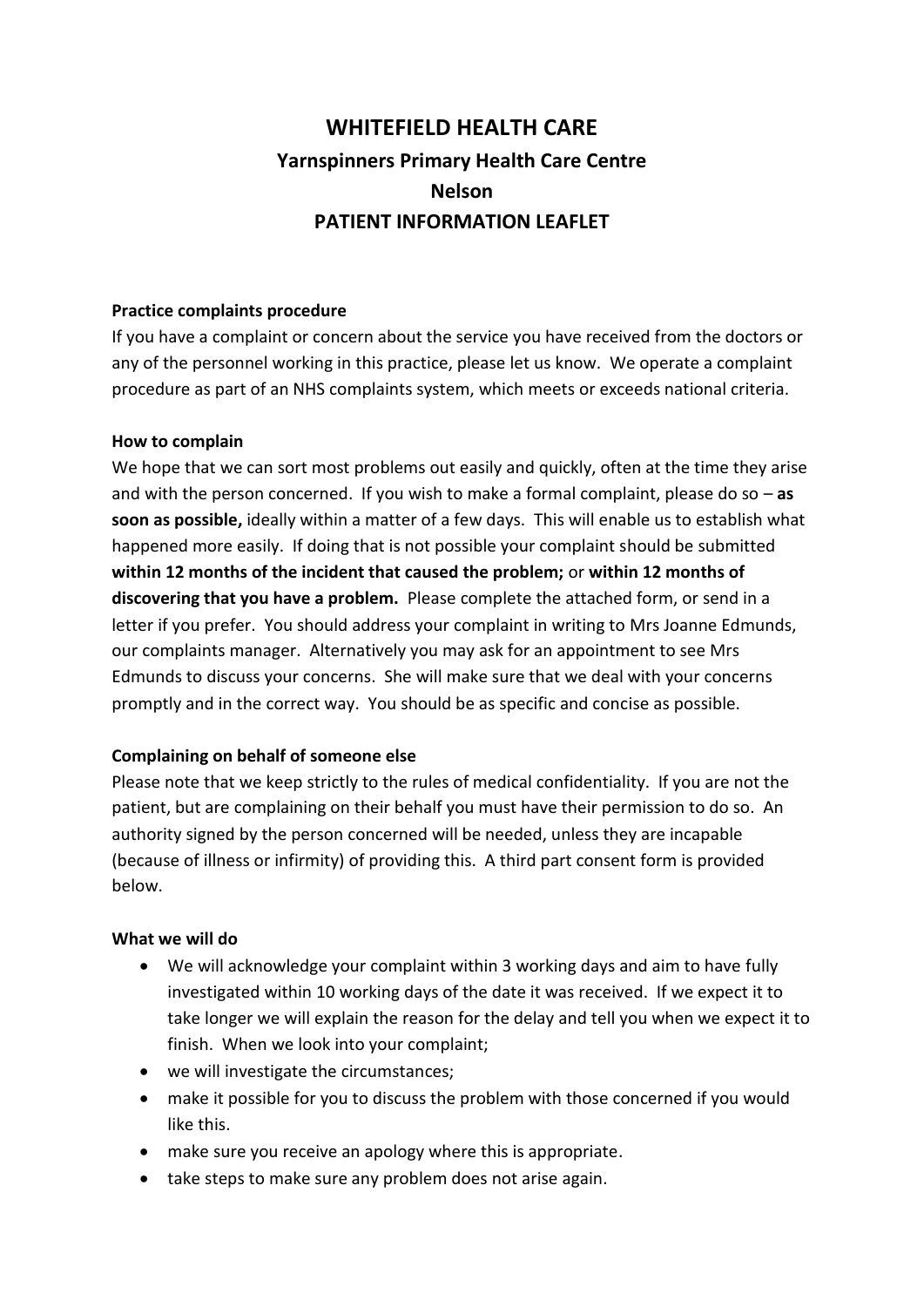# WHITEFIELD HEALTH CARE

## Yarnspinners Primary Health Care Centre

## Nelson

## PATIENT INFORMATION LEAFLET

**Practice complaints procedure**

If you have a complaint or concern about the service you have received from the doctors or any of the personnel working in this practice, please let us know. We operate a complaint procedure as part of an NHS complaints system, which meets or exceeds national criteria.

**How to complain**

We hope that we can sort most problems out easily and quickly, often at the time they arise and with the person concerned. If you wish to make a formal complaint, please do so – **as soon as possible,** ideally within a matter of a few days. This will enable us to establish what happened more easily. If doing that is not possible your complaint should be submitted **within 12 months of the incident that caused the problem;** or **within 12 months of discovering that you have a problem.** Please complete the attached form, or send in a letter if you prefer. You should address your complaint in writing to Mrs Joanne Edmunds, our complaints manager. Alternatively you may ask for an appointment to see Mrs Edmunds to discuss your concerns. She will make sure that we deal with your concerns promptly and in the correct way. You should be as specific and concise as possible.

**Complaining on behalf of someone else**

Please note that we keep strictly to the rules of medical confidentiality. If you are not the patient, but are complaining on their behalf you must have their permission to do so. An authority signed by the person concerned will be needed, unless they are incapable (because of illness or infirmity) of providing this. A third part consent form is provided below.

**What we will do**

- We will acknowledge your complaint within 3 working days and aim to have fully investigated within 10 working days of the date it was received. If we expect it to take longer we will explain the reason for the delay and tell you when we expect it to finish. When we look into your complaint;
- we will investigate the circumstances;
- make it possible for you to discuss the problem with those concerned if you would like this.
- make sure you receive an apology where this is appropriate.
- take steps to make sure any problem does not arise again.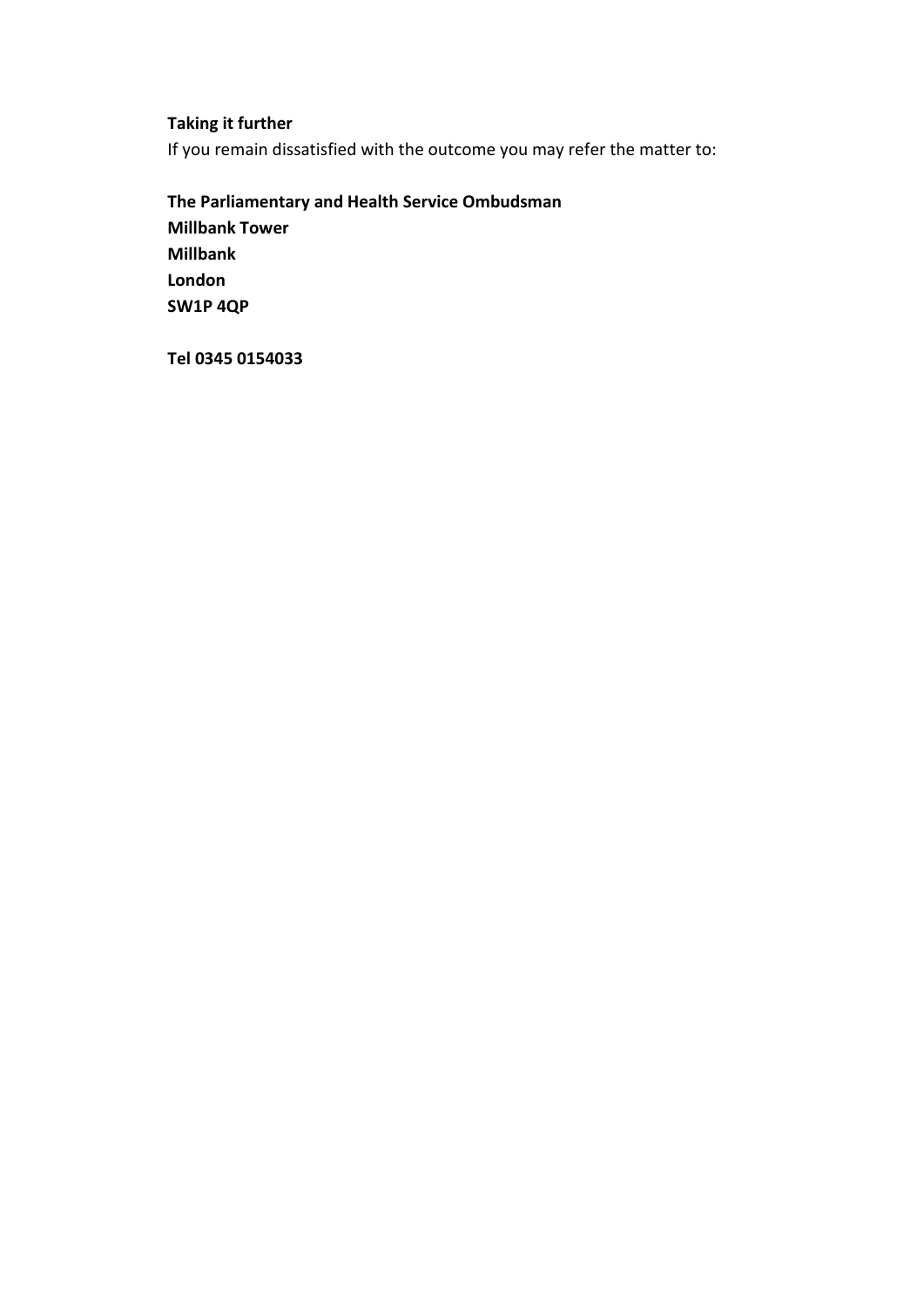**Taking it further**

If you remain dissatisfied with the outcome you may refer the matter to:

**The Parliamentary and Health Service Ombudsman**
**Millbank Tower**
**Millbank**
**London**
**SW1P 4QP**

**Tel 0345 0154033**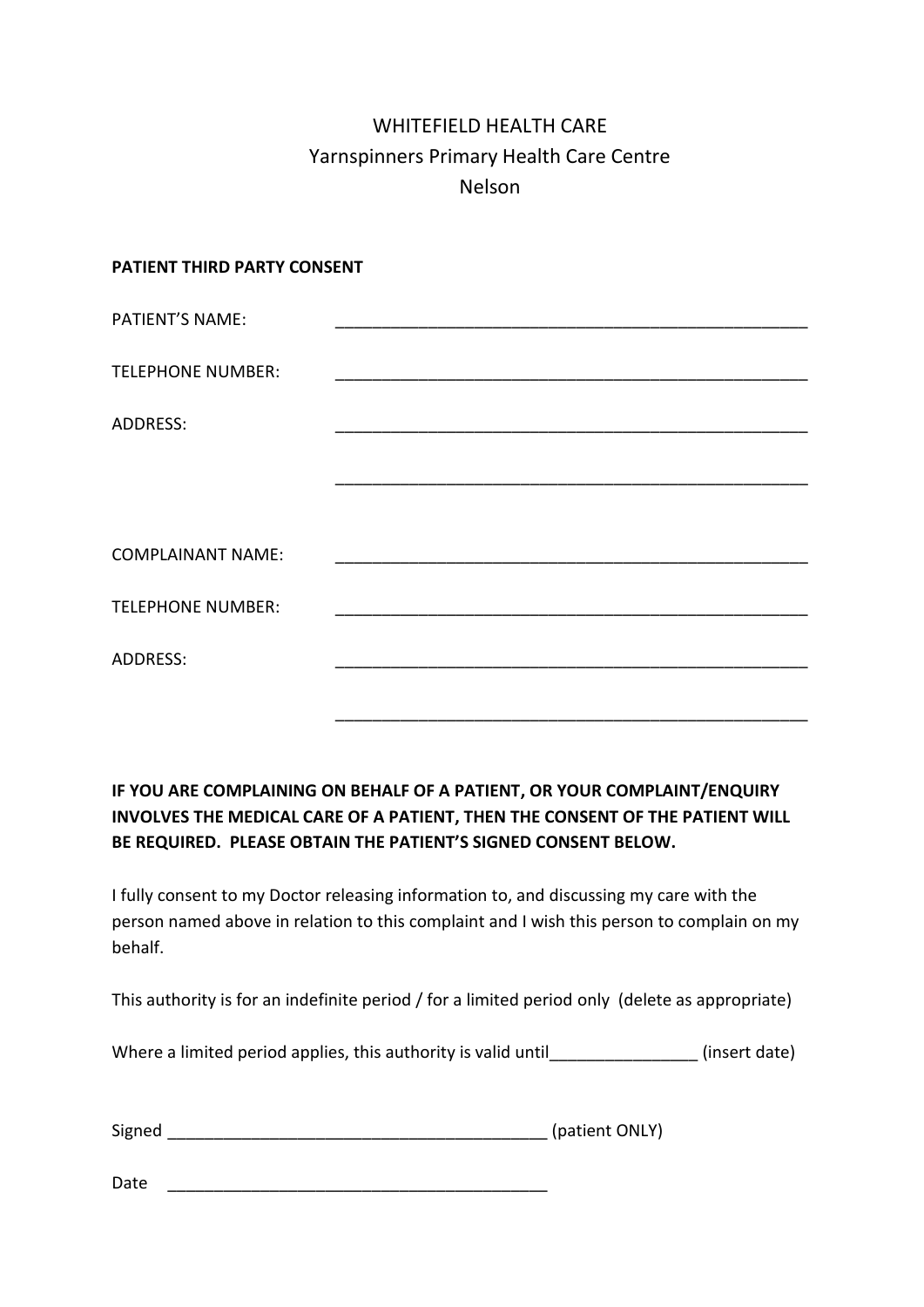WHITEFIELD HEALTH CARE
Yarnspinners Primary Health Care Centre
Nelson

**PATIENT THIRD PARTY CONSENT**

PATIENT'S NAME: _____________________________________________________

TELEPHONE NUMBER: _____________________________________________________

ADDRESS: _____________________________________________________

_____________________________________________________

COMPLAINANT NAME: _____________________________________________________

TELEPHONE NUMBER: _____________________________________________________

ADDRESS: _____________________________________________________

_____________________________________________________

**IF YOU ARE COMPLAINING ON BEHALF OF A PATIENT, OR YOUR COMPLAINT/ENQUIRY INVOLVES THE MEDICAL CARE OF A PATIENT, THEN THE CONSENT OF THE PATIENT WILL BE REQUIRED. PLEASE OBTAIN THE PATIENT'S SIGNED CONSENT BELOW.**

I fully consent to my Doctor releasing information to, and discussing my care with the person named above in relation to this complaint and I wish this person to complain on my behalf.

This authority is for an indefinite period / for a limited period only (delete as appropriate)

Where a limited period applies, this authority is valid until________________ (insert date)

Signed __________________________________________ (patient ONLY)

Date __________________________________________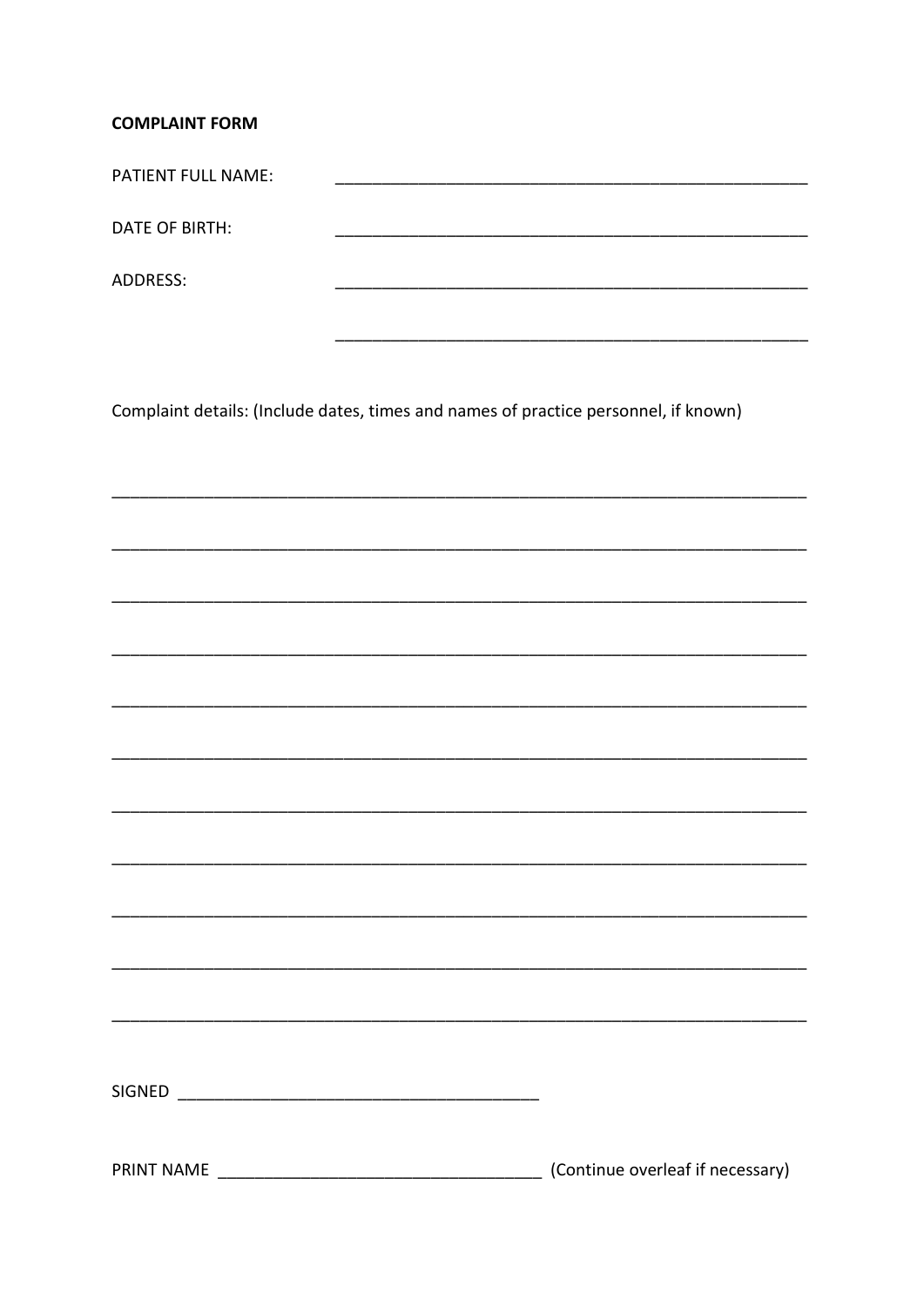**COMPLAINT FORM**

PATIENT FULL NAME: ____________________________________________________

DATE OF BIRTH: ____________________________________________________

ADDRESS: ____________________________________________________

____________________________________________________

Complaint details: (Include dates, times and names of practice personnel, if known)

____________________________________________________________________________

____________________________________________________________________________

____________________________________________________________________________

____________________________________________________________________________

____________________________________________________________________________

____________________________________________________________________________

____________________________________________________________________________

____________________________________________________________________________

____________________________________________________________________________

____________________________________________________________________________

____________________________________________________________________________

SIGNED ________________________________________

PRINT NAME __________________________________ (Continue overleaf if necessary)